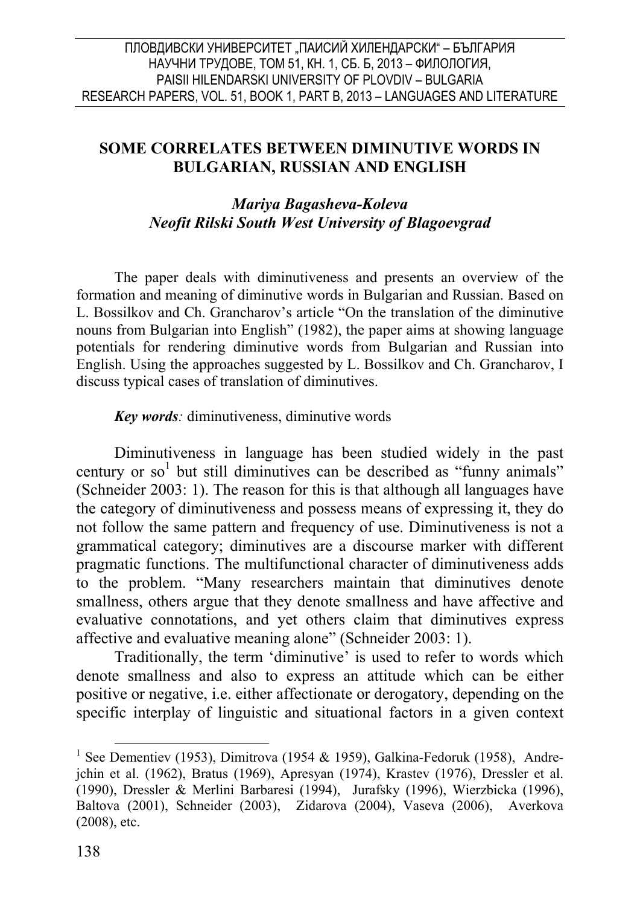# SOME CORRELATES BETWEEN DIMINUTIVE WORDS IN BULGARIAN, RUSSIAN AND ENGLISH

***Mariya Bagasheva-Koleva***
***Neofit Rilski South West University of Blagoevgrad***

The paper deals with diminutiveness and presents an overview of the formation and meaning of diminutive words in Bulgarian and Russian. Based on L. Bossilkov and Ch. Grancharov's article "On the translation of the diminutive nouns from Bulgarian into English" (1982), the paper aims at showing language potentials for rendering diminutive words from Bulgarian and Russian into English. Using the approaches suggested by L. Bossilkov and Ch. Grancharov, I discuss typical cases of translation of diminutives.

***Key words**:* diminutiveness, diminutive words

Diminutiveness in language has been studied widely in the past century or so[1] but still diminutives can be described as "funny animals" (Schneider 2003: 1). The reason for this is that although all languages have the category of diminutiveness and possess means of expressing it, they do not follow the same pattern and frequency of use. Diminutiveness is not a grammatical category; diminutives are a discourse marker with different pragmatic functions. The multifunctional character of diminutiveness adds to the problem. "Many researchers maintain that diminutives denote smallness, others argue that they denote smallness and have affective and evaluative connotations, and yet others claim that diminutives express affective and evaluative meaning alone" (Schneider 2003: 1).

Traditionally, the term 'diminutive' is used to refer to words which denote smallness and also to express an attitude which can be either positive or negative, i.e. either affectionate or derogatory, depending on the specific interplay of linguistic and situational factors in a given context

[1] See Dementiev (1953), Dimitrova (1954 & 1959), Galkina-Fedoruk (1958), Andrejchin et al. (1962), Bratus (1969), Apresyan (1974), Krastev (1976), Dressler et al. (1990), Dressler & Merlini Barbaresi (1994), Jurafsky (1996), Wierzbicka (1996), Baltova (2001), Schneider (2003), Zidarova (2004), Vaseva (2006), Averkova (2008), etc.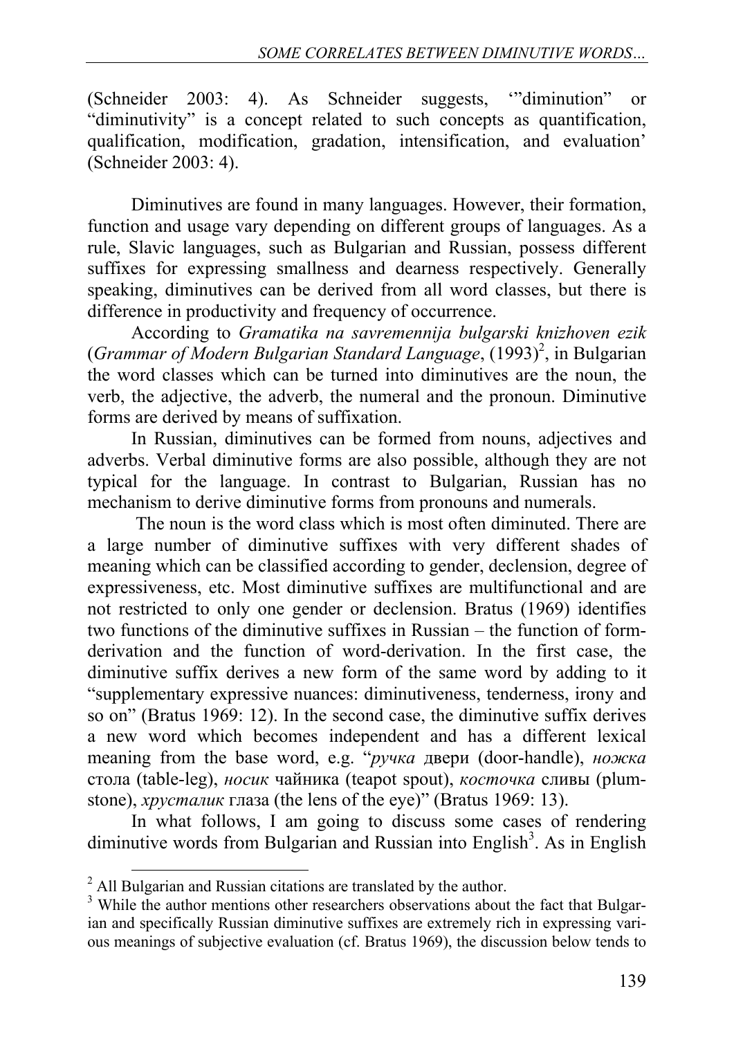(Schneider 2003: 4). As Schneider suggests, '"diminution" or "diminutivity" is a concept related to such concepts as quantification, qualification, modification, gradation, intensification, and evaluation' (Schneider 2003: 4).

Diminutives are found in many languages. However, their formation, function and usage vary depending on different groups of languages. As a rule, Slavic languages, such as Bulgarian and Russian, possess different suffixes for expressing smallness and dearness respectively. Generally speaking, diminutives can be derived from all word classes, but there is difference in productivity and frequency of occurrence.

According to *Gramatika na savremennija bulgarski knizhoven ezik* (*Grammar of Modern Bulgarian Standard Language*, (1993)[2], in Bulgarian the word classes which can be turned into diminutives are the noun, the verb, the adjective, the adverb, the numeral and the pronoun. Diminutive forms are derived by means of suffixation.

In Russian, diminutives can be formed from nouns, adjectives and adverbs. Verbal diminutive forms are also possible, although they are not typical for the language. In contrast to Bulgarian, Russian has no mechanism to derive diminutive forms from pronouns and numerals.

The noun is the word class which is most often diminuted. There are a large number of diminutive suffixes with very different shades of meaning which can be classified according to gender, declension, degree of expressiveness, etc. Most diminutive suffixes are multifunctional and are not restricted to only one gender or declension. Bratus (1969) identifies two functions of the diminutive suffixes in Russian – the function of form-derivation and the function of word-derivation. In the first case, the diminutive suffix derives a new form of the same word by adding to it "supplementary expressive nuances: diminutiveness, tenderness, irony and so on" (Bratus 1969: 12). In the second case, the diminutive suffix derives a new word which becomes independent and has a different lexical meaning from the base word, e.g. "*ручка* двери (door-handle), *ножка* стола (table-leg), *носик* чайника (teapot spout), *косточка* сливы (plum-stone), *хрусталик* глаза (the lens of the eye)" (Bratus 1969: 13).

In what follows, I am going to discuss some cases of rendering diminutive words from Bulgarian and Russian into English[3]. As in English

---

[2] All Bulgarian and Russian citations are translated by the author.

[3] While the author mentions other researchers observations about the fact that Bulgarian and specifically Russian diminutive suffixes are extremely rich in expressing various meanings of subjective evaluation (cf. Bratus 1969), the discussion below tends to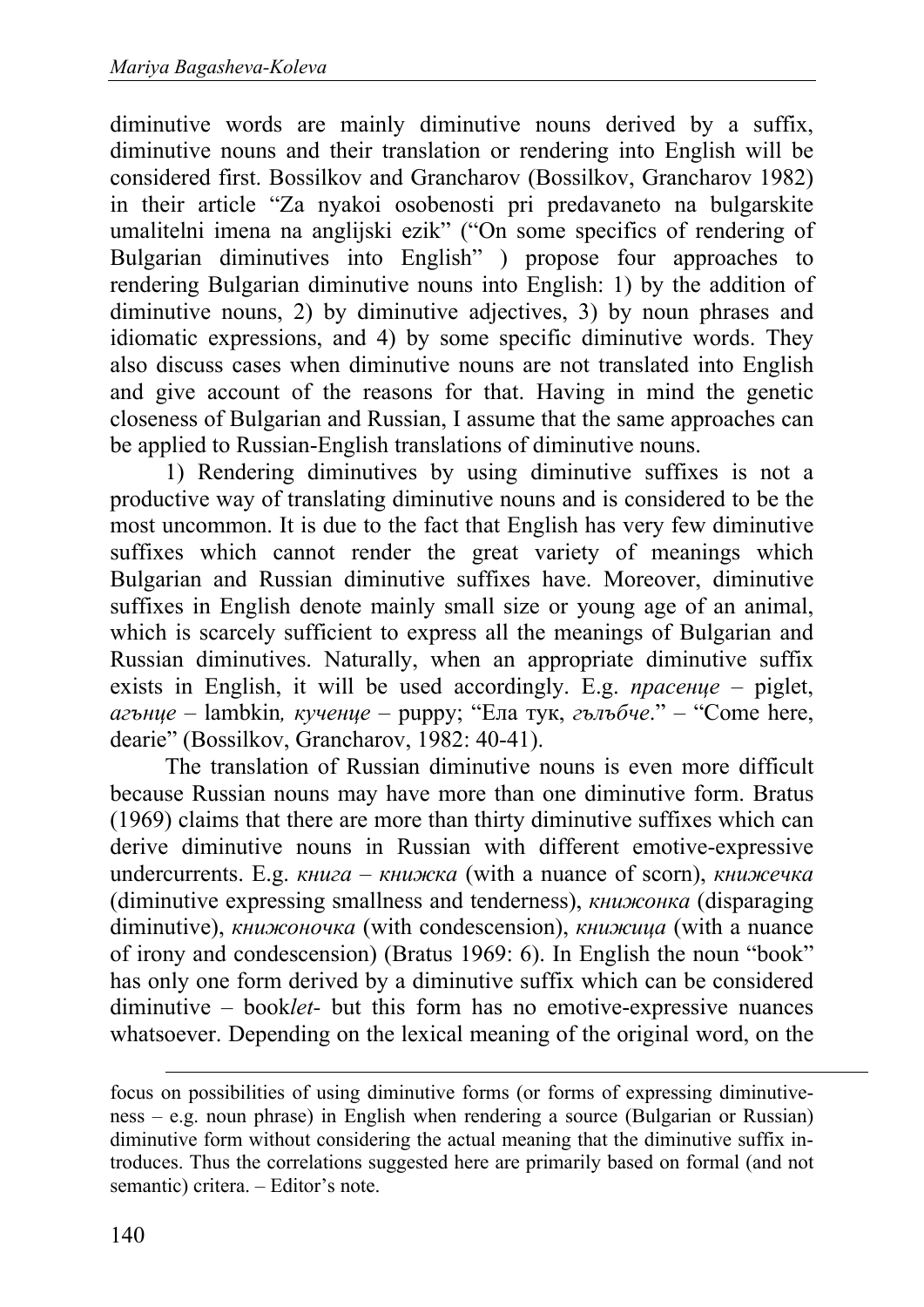diminutive words are mainly diminutive nouns derived by a suffix, diminutive nouns and their translation or rendering into English will be considered first. Bossilkov and Grancharov (Bossilkov, Grancharov 1982) in their article "Za nyakoi osobenosti pri predavaneto na bulgarskite umalitelni imena na anglijski ezik" ("On some specifics of rendering of Bulgarian diminutives into English" ) propose four approaches to rendering Bulgarian diminutive nouns into English: 1) by the addition of diminutive nouns, 2) by diminutive adjectives, 3) by noun phrases and idiomatic expressions, and 4) by some specific diminutive words. They also discuss cases when diminutive nouns are not translated into English and give account of the reasons for that. Having in mind the genetic closeness of Bulgarian and Russian, I assume that the same approaches can be applied to Russian-English translations of diminutive nouns.

1) Rendering diminutives by using diminutive suffixes is not a productive way of translating diminutive nouns and is considered to be the most uncommon. It is due to the fact that English has very few diminutive suffixes which cannot render the great variety of meanings which Bulgarian and Russian diminutive suffixes have. Moreover, diminutive suffixes in English denote mainly small size or young age of an animal, which is scarcely sufficient to express all the meanings of Bulgarian and Russian diminutives. Naturally, when an appropriate diminutive suffix exists in English, it will be used accordingly. E.g. *прасенце* – piglet, *агънце* – lambkin*, кученце* – puppy; "Ела тук, *гълъбче*." – "Come here, dearie" (Bossilkov, Grancharov, 1982: 40-41).

The translation of Russian diminutive nouns is even more difficult because Russian nouns may have more than one diminutive form. Bratus (1969) claims that there are more than thirty diminutive suffixes which can derive diminutive nouns in Russian with different emotive-expressive undercurrents. E.g. *книга – книжка* (with a nuance of scorn), *книжечка* (diminutive expressing smallness and tenderness), *книжонка* (disparaging diminutive), *книжоночка* (with condescension), *книжица* (with a nuance of irony and condescension) (Bratus 1969: 6). In English the noun "book" has only one form derived by a diminutive suffix which can be considered diminutive – book*let*- but this form has no emotive-expressive nuances whatsoever. Depending on the lexical meaning of the original word, on the

focus on possibilities of using diminutive forms (or forms of expressing diminutiveness – e.g. noun phrase) in English when rendering a source (Bulgarian or Russian) diminutive form without considering the actual meaning that the diminutive suffix introduces. Thus the correlations suggested here are primarily based on formal (and not semantic) critera. – Editor's note.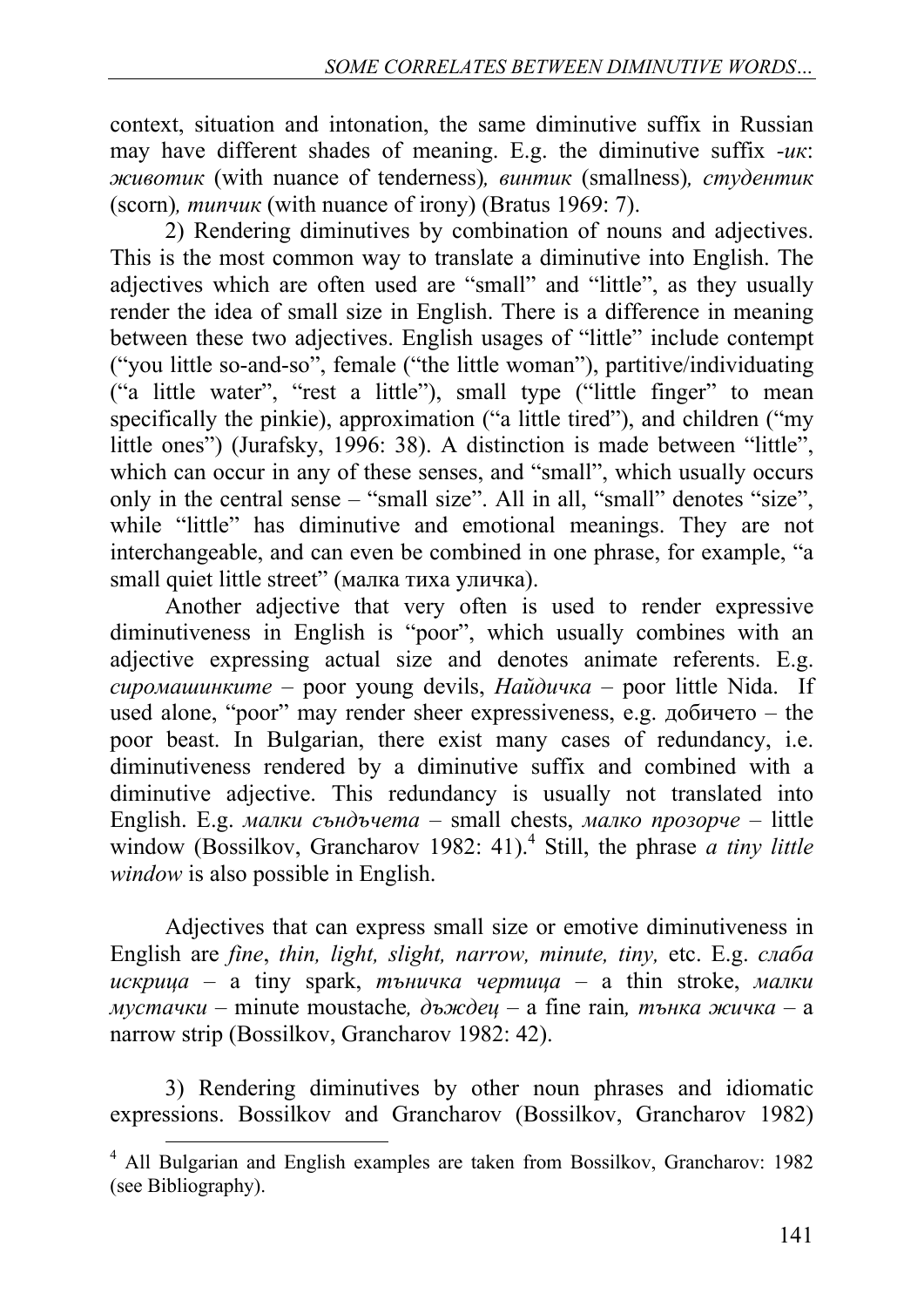context, situation and intonation, the same diminutive suffix in Russian may have different shades of meaning. E.g. the diminutive suffix *-ик*: *животик* (with nuance of tenderness)*, винтик* (smallness)*, студентик* (scorn)*, типчик* (with nuance of irony) (Bratus 1969: 7).

2) Rendering diminutives by combination of nouns and adjectives. This is the most common way to translate a diminutive into English. The adjectives which are often used are "small" and "little", as they usually render the idea of small size in English. There is a difference in meaning between these two adjectives. English usages of "little" include contempt ("you little so-and-so", female ("the little woman"), partitive/individuating ("a little water", "rest a little"), small type ("little finger" to mean specifically the pinkie), approximation ("a little tired"), and children ("my little ones") (Jurafsky, 1996: 38). A distinction is made between "little", which can occur in any of these senses, and "small", which usually occurs only in the central sense – "small size". All in all, "small" denotes "size", while "little" has diminutive and emotional meanings. They are not interchangeable, and can even be combined in one phrase, for example, "a small quiet little street" (малка тиха уличка).

Another adjective that very often is used to render expressive diminutiveness in English is "poor", which usually combines with an adjective expressing actual size and denotes animate referents. E.g. *сиромашинките* – poor young devils, *Найдичка* – poor little Nida. If used alone, "poor" may render sheer expressiveness, e.g. добичето – the poor beast. In Bulgarian, there exist many cases of redundancy, i.e. diminutiveness rendered by a diminutive suffix and combined with a diminutive adjective. This redundancy is usually not translated into English. E.g. *малки сндъчета* – small chests, *малко прозорче* – little window (Bossilkov, Grancharov 1982: 41).[4] Still, the phrase *a tiny little window* is also possible in English.

Adjectives that can express small size or emotive diminutiveness in English are *fine*, *thin, light, slight, narrow, minute, tiny,* etc. E.g. *слаба искрица* – a tiny spark, *тъничка чертица* – a thin stroke, *малки мустачки* – minute moustache*, дъждец* – a fine rain*, тънка жичка* – a narrow strip (Bossilkov, Grancharov 1982: 42).

3) Rendering diminutives by other noun phrases and idiomatic expressions. Bossilkov and Grancharov (Bossilkov, Grancharov 1982)

---

[4] All Bulgarian and English examples are taken from Bossilkov, Grancharov: 1982 (see Bibliography).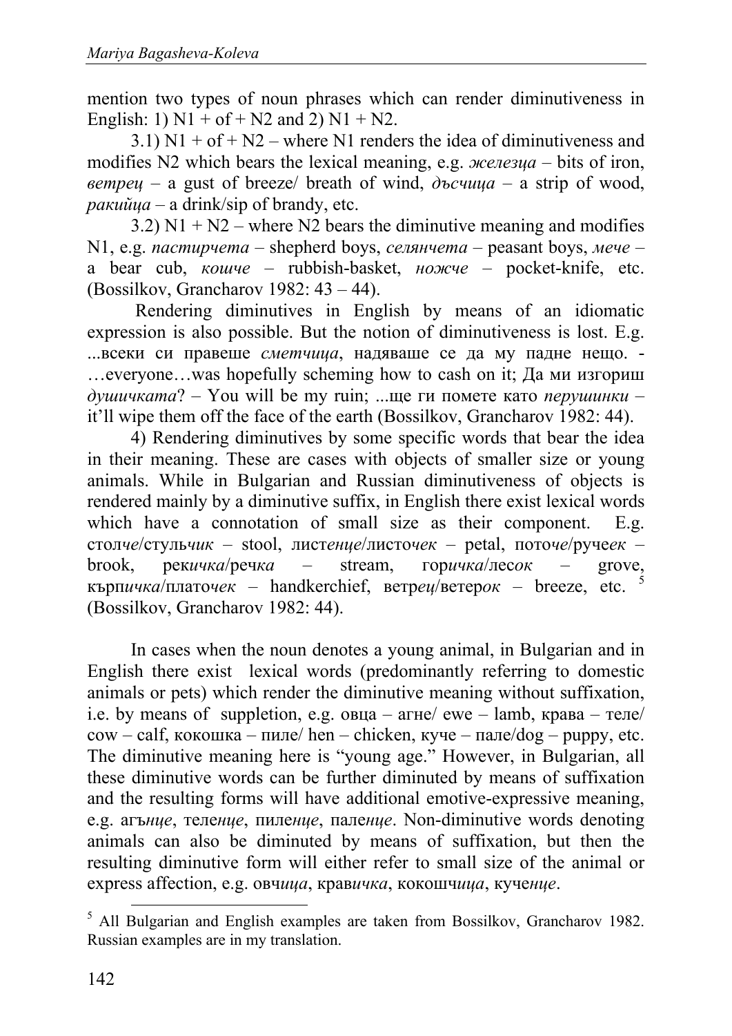mention two types of noun phrases which can render diminutiveness in English: 1) N1 + of + N2 and 2) N1 + N2.

3.1) N1 + of + N2 – where N1 renders the idea of diminutiveness and modifies N2 which bears the lexical meaning, e.g. *железца* – bits of iron, *ветрец* – a gust of breeze/ breath of wind, *дъсчица* – a strip of wood, *ракийца* – a drink/sip of brandy, etc.

3.2) N1 + N2 – where N2 bears the diminutive meaning and modifies N1, e.g. *пастирчета* – shepherd boys, *селянчета* – peasant boys, *мече* – a bear cub, *кошче* – rubbish-basket, *ножче* – pocket-knife, etc. (Bossilkov, Grancharov 1982: 43 – 44).

Rendering diminutives in English by means of an idiomatic expression is also possible. But the notion of diminutiveness is lost. E.g. ...всеки си правеше *сметчица*, надяваше се да му падне нещо. - …everyone…was hopefully scheming how to cash on it; Да ми изгориш *душичката*? – You will be my ruin; ...ще ги помете като *перушинки* – it'll wipe them off the face of the earth (Bossilkov, Grancharov 1982: 44).

4) Rendering diminutives by some specific words that bear the idea in their meaning. These are cases with objects of smaller size or young animals. While in Bulgarian and Russian diminutiveness of objects is rendered mainly by a diminutive suffix, in English there exist lexical words which have a connotation of small size as their component. E.g. стол*че*/стуль*чик* – stool, лист*енце*/листо*чек* – petal, пото*че*/руче*ек* – brook, ре*кичка*/реч*ка* – stream, гор*ичка*/лес*ок* – grove, кърп*ичка*/плато*чек* – handkerchief, ветр*ец*/ветер*ок* – breeze, etc. [5] (Bossilkov, Grancharov 1982: 44).

In cases when the noun denotes a young animal, in Bulgarian and in English there exist lexical words (predominantly referring to domestic animals or pets) which render the diminutive meaning without suffixation, i.e. by means of suppletion, e.g. овца – агне/ ewe – lamb, крава – теле/ cow – calf, кокошка – пиле/ hen – chicken, куче – пале/dog – puppy, etc. The diminutive meaning here is "young age." However, in Bulgarian, all these diminutive words can be further diminuted by means of suffixation and the resulting forms will have additional emotive-expressive meaning, e.g. агъ*нце*, теле*нце*, пиле*нце*, пале*нце*. Non-diminutive words denoting animals can also be diminuted by means of suffixation, but then the resulting diminutive form will either refer to small size of the animal or express affection, e.g. овч*ица*, крав*ичка*, кокошч*ица*, куче*нце*.

[5] All Bulgarian and English examples are taken from Bossilkov, Grancharov 1982. Russian examples are in my translation.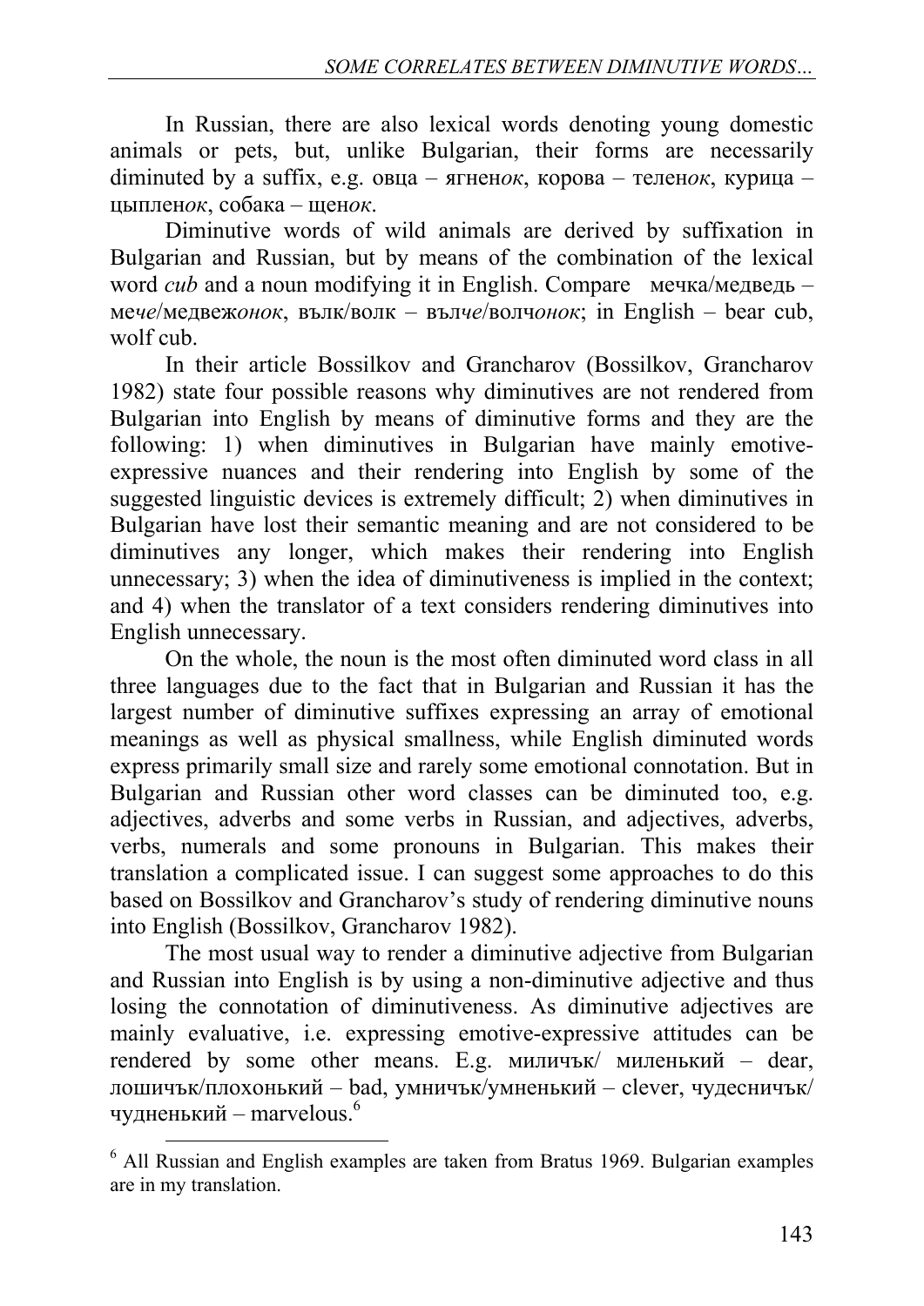In Russian, there are also lexical words denoting young domestic animals or pets, but, unlike Bulgarian, their forms are necessarily diminuted by a suffix, e.g. овца – ягнен*ок*, корова – телен*ок*, курица – цыплен*ок*, собака – щен*ок*.

Diminutive words of wild animals are derived by suffixation in Bulgarian and Russian, but by means of the combination of the lexical word *cub* and a noun modifying it in English. Compare мечка/медведь – меч*е*/медвеж*онок*, вълк/волк – вълч*е*/волч*онок*; in English – bear cub, wolf cub.

In their article Bossilkov and Grancharov (Bossilkov, Grancharov 1982) state four possible reasons why diminutives are not rendered from Bulgarian into English by means of diminutive forms and they are the following: 1) when diminutives in Bulgarian have mainly emotive-expressive nuances and their rendering into English by some of the suggested linguistic devices is extremely difficult; 2) when diminutives in Bulgarian have lost their semantic meaning and are not considered to be diminutives any longer, which makes their rendering into English unnecessary; 3) when the idea of diminutiveness is implied in the context; and 4) when the translator of a text considers rendering diminutives into English unnecessary.

On the whole, the noun is the most often diminuted word class in all three languages due to the fact that in Bulgarian and Russian it has the largest number of diminutive suffixes expressing an array of emotional meanings as well as physical smallness, while English diminuted words express primarily small size and rarely some emotional connotation. But in Bulgarian and Russian other word classes can be diminuted too, e.g. adjectives, adverbs and some verbs in Russian, and adjectives, adverbs, verbs, numerals and some pronouns in Bulgarian. This makes their translation a complicated issue. I can suggest some approaches to do this based on Bossilkov and Grancharov's study of rendering diminutive nouns into English (Bossilkov, Grancharov 1982).

The most usual way to render a diminutive adjective from Bulgarian and Russian into English is by using a non-diminutive adjective and thus losing the connotation of diminutiveness. As diminutive adjectives are mainly evaluative, i.e. expressing emotive-expressive attitudes can be rendered by some other means. E.g. миличък/ миленький – dear, лошичък/плохонький – bad, умничък/умненький – clever, чудесничък/ чудненький – marvelous.[6]

---

[6] All Russian and English examples are taken from Bratus 1969. Bulgarian examples are in my translation.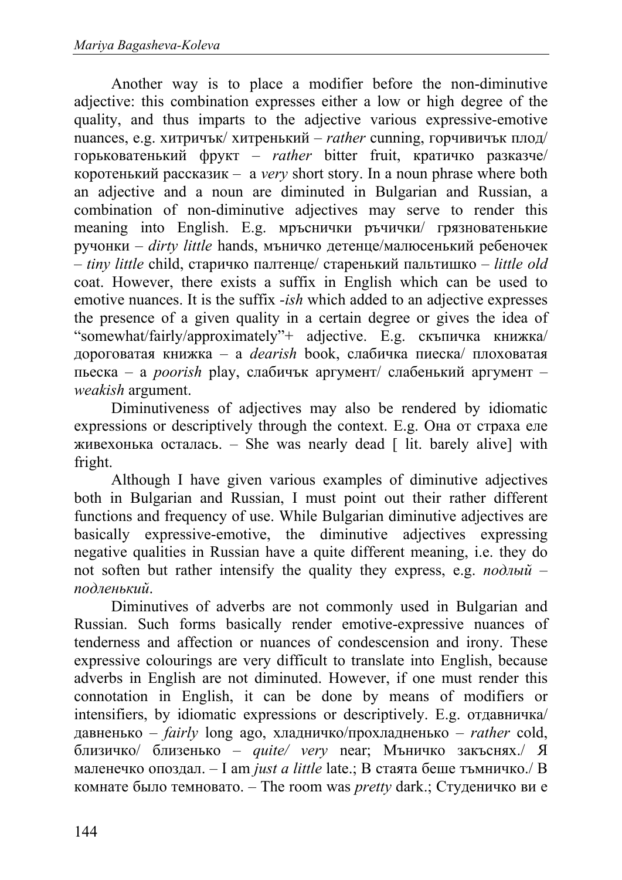Another way is to place a modifier before the non-diminutive adjective: this combination expresses either a low or high degree of the quality, and thus imparts to the adjective various expressive-emotive nuances, e.g. хитричък/ хитренький – *rather* cunning, горчивичък плод/ горьковатенький фрукт – *rather* bitter fruit, кратичко разказче/ коротенький рассказик – a *very* short story. In a noun phrase where both an adjective and a noun are diminuted in Bulgarian and Russian, a combination of non-diminutive adjectives may serve to render this meaning into English. E.g. мръснички ръчички/ грязноватенькие ручонки – *dirty little* hands, мъничко детенце/малюсенький ребеночек – *tiny little* child, старичко палтенце/ старенький пальтишко – *little old* coat. However, there exists a suffix in English which can be used to emotive nuances. It is the suffix *-ish* which added to an adjective expresses the presence of a given quality in a certain degree or gives the idea of "somewhat/fairly/approximately"+ adjective. E.g. скъпичка книжка/ дороговатая книжка – a *dearish* book, слабичка пиеска/ плоховатая пьеска – a *poorish* play, слабичък аргумент/ слабенький аргумент – *weakish* argument.

Diminutiveness of adjectives may also be rendered by idiomatic expressions or descriptively through the context. E.g. Она от страха еле живехонька осталась. – She was nearly dead [ lit. barely alive] with fright.

Although I have given various examples of diminutive adjectives both in Bulgarian and Russian, I must point out their rather different functions and frequency of use. While Bulgarian diminutive adjectives are basically expressive-emotive, the diminutive adjectives expressing negative qualities in Russian have a quite different meaning, i.e. they do not soften but rather intensify the quality they express, e.g. *подлый – подленький*.

Diminutives of adverbs are not commonly used in Bulgarian and Russian. Such forms basically render emotive-expressive nuances of tenderness and affection or nuances of condescension and irony. These expressive colourings are very difficult to translate into English, because adverbs in English are not diminuted. However, if one must render this connotation in English, it can be done by means of modifiers or intensifiers, by idiomatic expressions or descriptively. E.g. отдавничка/ давненько – *fairly* long ago, хладничко/прохладненько – *rather* cold, близичко/ близенько – *quite/ very* near; Мъничко закъснях./ Я маленечко опоздал. – I am *just a little* late.; В стаята беше тъмничко./ В комнате было темновато. – The room was *pretty* dark.; Студеничко ви е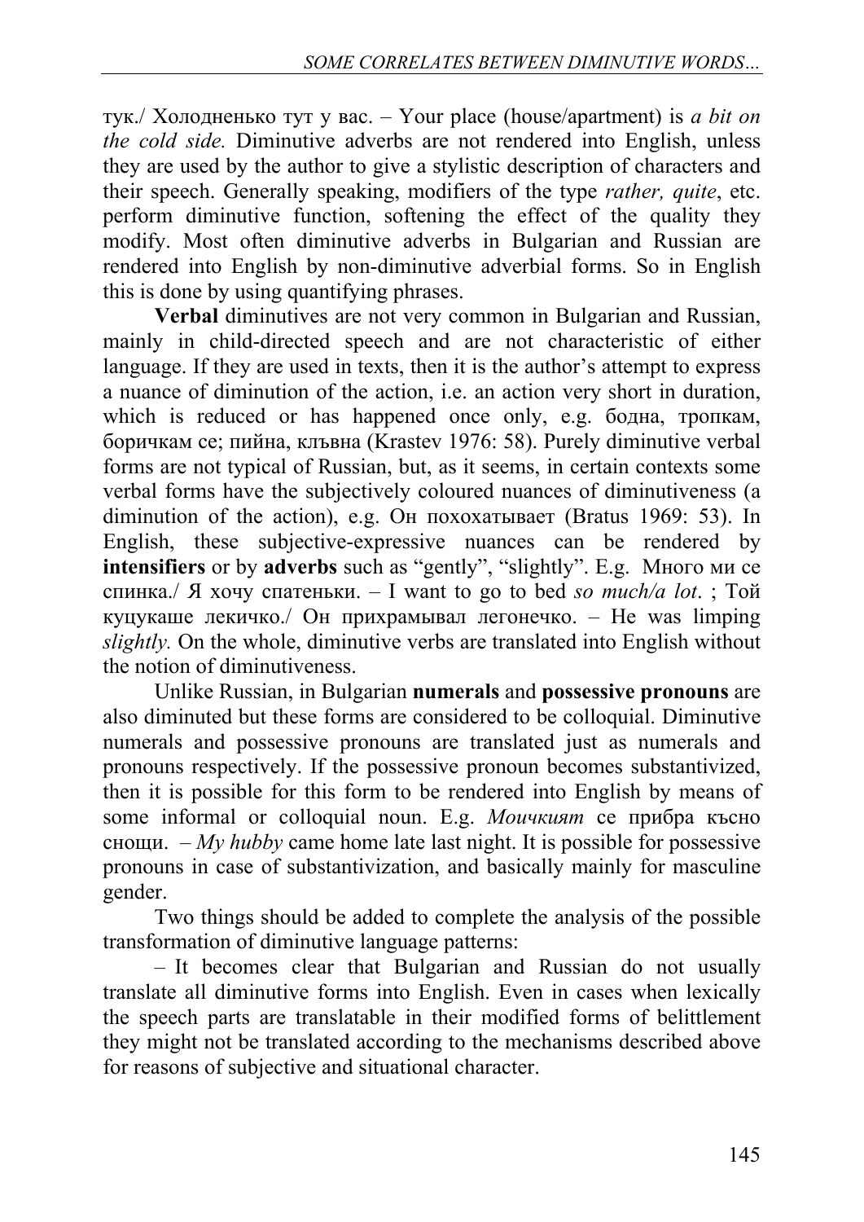тук./ Холодненько тут у вас. – Your place (house/apartment) is *a bit on the cold side.* Diminutive adverbs are not rendered into English, unless they are used by the author to give a stylistic description of characters and their speech. Generally speaking, modifiers of the type *rather, quite*, etc. perform diminutive function, softening the effect of the quality they modify. Most often diminutive adverbs in Bulgarian and Russian are rendered into English by non-diminutive adverbial forms. So in English this is done by using quantifying phrases.

**Verbal** diminutives are not very common in Bulgarian and Russian, mainly in child-directed speech and are not characteristic of either language. If they are used in texts, then it is the author's attempt to express a nuance of diminution of the action, i.e. an action very short in duration, which is reduced or has happened once only, e.g. бодна, тропкам, боричкам се; пийна, клъвна (Krastev 1976: 58). Purely diminutive verbal forms are not typical of Russian, but, as it seems, in certain contexts some verbal forms have the subjectively coloured nuances of diminutiveness (a diminution of the action), e.g. Он похохатывает (Bratus 1969: 53). In English, these subjective-expressive nuances can be rendered by **intensifiers** or by **adverbs** such as "gently", "slightly". E.g. Много ми се спинка./ Я хочу спатеньки. – I want to go to bed *so much/a lot*. ; Той куцукаше лекичко./ Он прихрамывал легонечко. – He was limping *slightly.* On the whole, diminutive verbs are translated into English without the notion of diminutiveness.

Unlike Russian, in Bulgarian **numerals** and **possessive pronouns** are also diminuted but these forms are considered to be colloquial. Diminutive numerals and possessive pronouns are translated just as numerals and pronouns respectively. If the possessive pronoun becomes substantivized, then it is possible for this form to be rendered into English by means of some informal or colloquial noun. E.g. *Моичкият* се прибра късно снощи. – *My hubby* came home late last night. It is possible for possessive pronouns in case of substantivization, and basically mainly for masculine gender.

Two things should be added to complete the analysis of the possible transformation of diminutive language patterns:

– It becomes clear that Bulgarian and Russian do not usually translate all diminutive forms into English. Even in cases when lexically the speech parts are translatable in their modified forms of belittlement they might not be translated according to the mechanisms described above for reasons of subjective and situational character.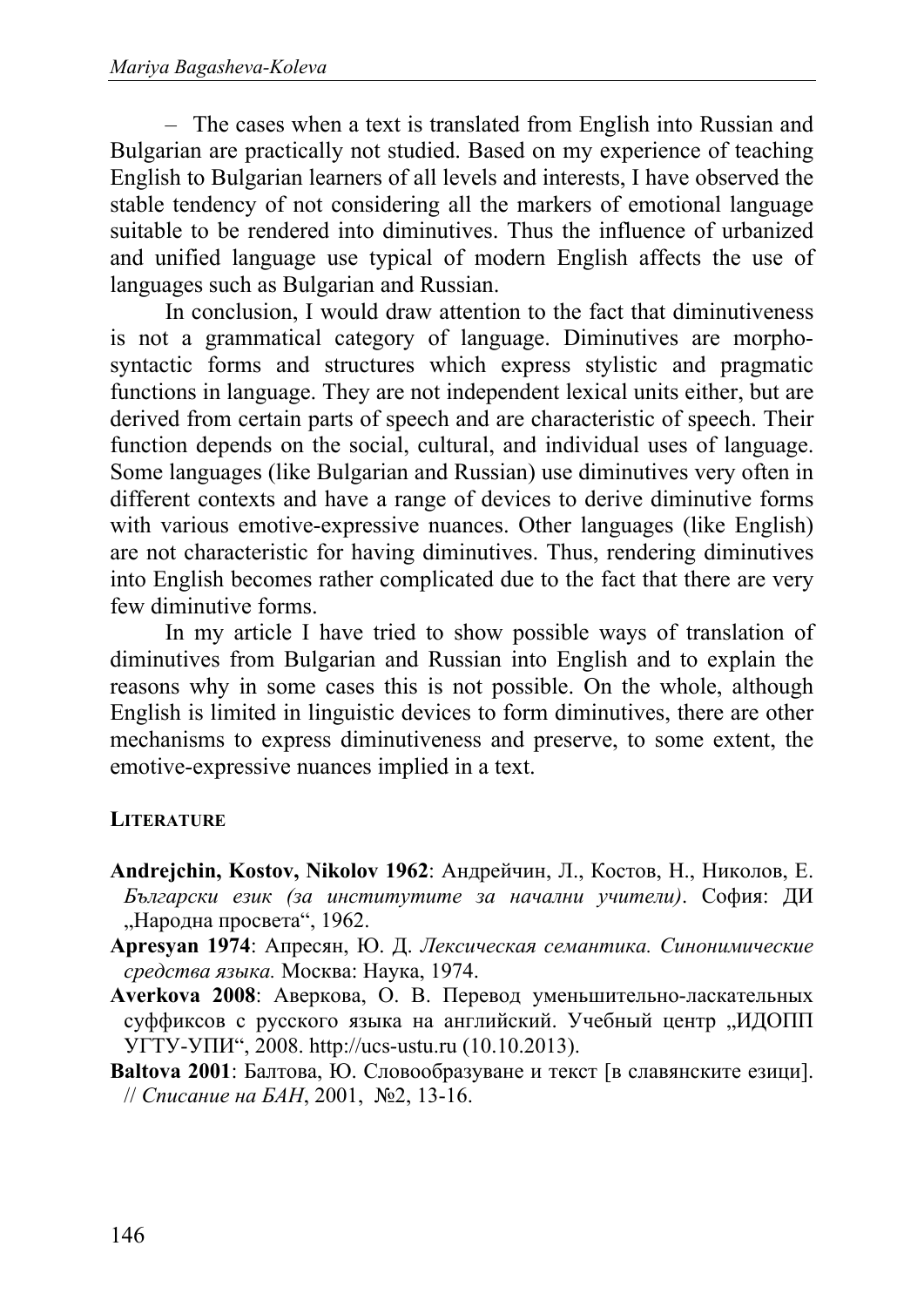– The cases when a text is translated from English into Russian and Bulgarian are practically not studied. Based on my experience of teaching English to Bulgarian learners of all levels and interests, I have observed the stable tendency of not considering all the markers of emotional language suitable to be rendered into diminutives. Thus the influence of urbanized and unified language use typical of modern English affects the use of languages such as Bulgarian and Russian.

In conclusion, I would draw attention to the fact that diminutiveness is not a grammatical category of language. Diminutives are morpho-syntactic forms and structures which express stylistic and pragmatic functions in language. They are not independent lexical units either, but are derived from certain parts of speech and are characteristic of speech. Their function depends on the social, cultural, and individual uses of language. Some languages (like Bulgarian and Russian) use diminutives very often in different contexts and have a range of devices to derive diminutive forms with various emotive-expressive nuances. Other languages (like English) are not characteristic for having diminutives. Thus, rendering diminutives into English becomes rather complicated due to the fact that there are very few diminutive forms.

In my article I have tried to show possible ways of translation of diminutives from Bulgarian and Russian into English and to explain the reasons why in some cases this is not possible. On the whole, although English is limited in linguistic devices to form diminutives, there are other mechanisms to express diminutiveness and preserve, to some extent, the emotive-expressive nuances implied in a text.

## LITERATURE

**Andrejchin, Kostov, Nikolov 1962**: Андрейчин, Л., Костов, Н., Николов, Е. *Български език (за институтите за начални учители)*. София: ДИ „Народна просвета“, 1962.

**Apresyan 1974**: Апресян, Ю. Д. *Лексическая семантика. Синонимические средства языка.* Москва: Наука, 1974.

**Averkova 2008**: Аверкова, О. В. Перевод уменьшительно-ласкательных суффиксов с русского языка на английский. Учебный центр „ИДОПП УГТУ-УПИ“, 2008. http://ucs-ustu.ru (10.10.2013).

**Baltova 2001**: Балтова, Ю. Словообразуване и текст [в славянските езици]. // *Списание на БАН*, 2001, №2, 13-16.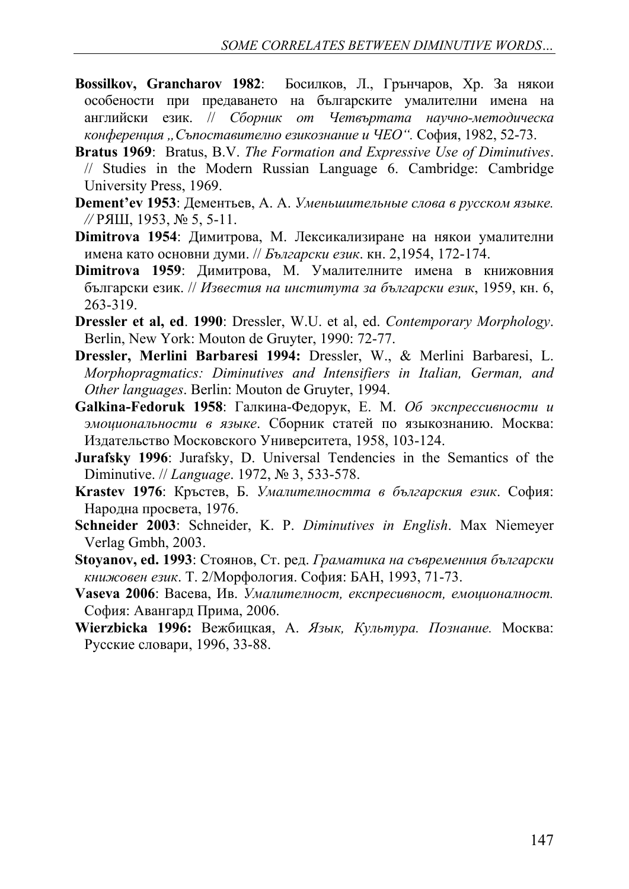**Bossilkov, Grancharov 1982**: Босилков, Л., Грънчаров, Хр. За някои особености при предаването на българските умалителни имена на английски език. // *Сборник от Четвъртата научно-методическа конференция „Съпоставително езикознание и ЧЕО“.* София, 1982, 52-73.

**Bratus 1969**: Bratus, B.V. *The Formation and Expressive Use of Diminutives*. // Studies in the Modern Russian Language 6. Cambridge: Cambridge University Press, 1969.

**Dement'ev 1953**: Дементьев, А. А. *Уменьшительные слова в русском языке. //* РЯШ, 1953, № 5, 5-11.

**Dimitrova 1954**: Димитрова, М. Лексикализиране на някои умалителни имена като основни думи. // *Български език*. кн. 2,1954, 172-174.

**Dimitrova 1959**: Димитрова, М. Умалителните имена в книжовния български език. // *Известия на института за български език*, 1959, кн. 6, 263-319.

**Dressler et al, ed**. **1990**: Dressler, W.U. et al, ed. *Contemporary Morphology*. Berlin, New York: Mouton de Gruyter, 1990: 72-77.

**Dressler, Merlini Barbaresi 1994:** Dressler, W., & Merlini Barbaresi, L. *Morphopragmatics: Diminutives and Intensifiers in Italian, German, and Other languages*. Berlin: Mouton de Gruyter, 1994.

**Galkina-Fedoruk 1958**: Галкина-Федорук, Е. М. *Об экспрессивности и эмоциональности в языке*. Сборник статей по языкознанию. Москва: Издательство Московского Университета, 1958, 103-124.

**Jurafsky 1996**: Jurafsky, D. Universal Tendencies in the Semantics of the Diminutive. // *Language*. 1972, № 3, 533-578.

**Krastev 1976**: Кръстев, Б. *Умалителността в българския език*. София: Народна просвета, 1976.

**Schneider 2003**: Schneider, K. P. *Diminutives in English*. Max Niemeyer Verlag Gmbh, 2003.

**Stoyanov, ed. 1993**: Стоянов, Ст. ред. *Граматика на съвременния български книжовен език*. Т. 2/Морфология. София: БАН, 1993, 71-73.

**Vaseva 2006**: Васева, Ив. *Умалителност, експресивност, емоционалност.* София: Авангард Прима, 2006.

**Wierzbicka 1996:** Вежбицкая, А. *Язык, Культура. Познание.* Москва: Русские словари, 1996, 33-88.